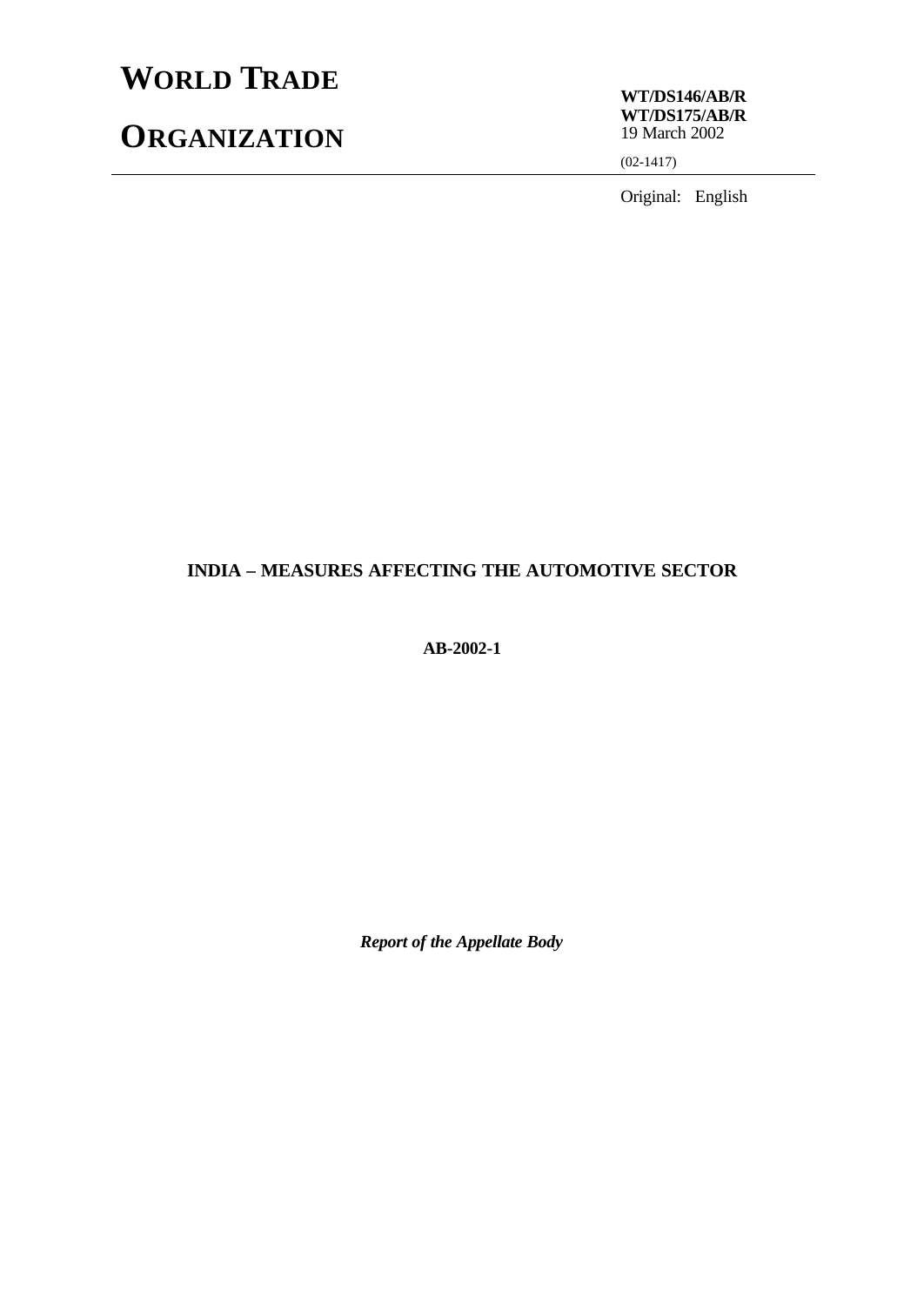# WORLD TRADE ORGANIZATION

**WT/DS146/AB/R**
**WT/DS175/AB/R**
19 March 2002

(02-1417)

Original: English

**INDIA – MEASURES AFFECTING THE AUTOMOTIVE SECTOR**

**AB-2002-1**

***Report of the Appellate Body***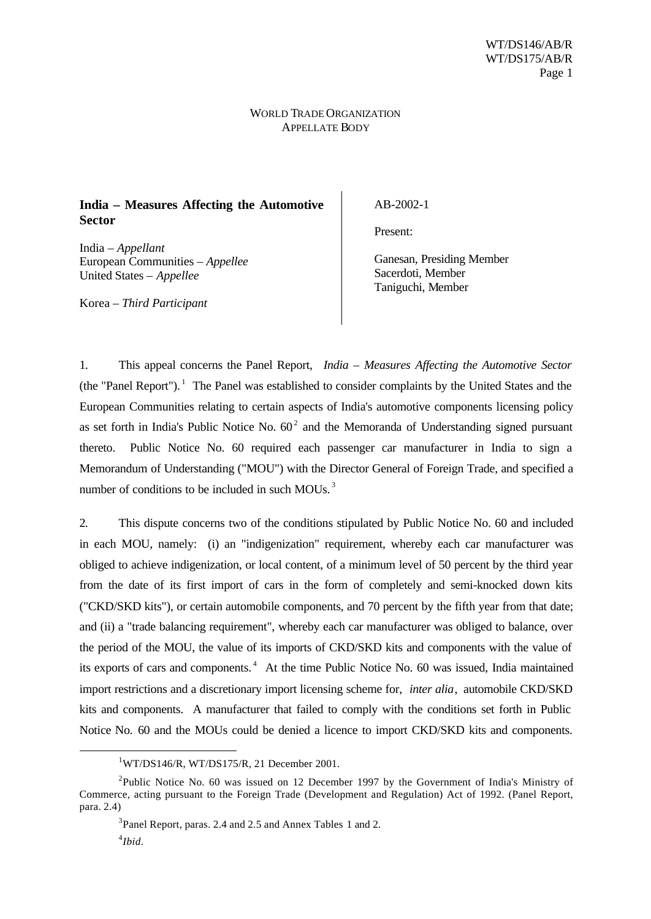WORLD TRADE ORGANIZATION
APPELLATE BODY

**India – Measures Affecting the Automotive Sector**

India – *Appellant*
European Communities – *Appellee*
United States – *Appellee*

Korea – *Third Participant*

AB-2002-1

Present:

Ganesan, Presiding Member
Sacerdoti, Member
Taniguchi, Member

1. This appeal concerns the Panel Report, *India – Measures Affecting the Automotive Sector* (the "Panel Report").[1] The Panel was established to consider complaints by the United States and the European Communities relating to certain aspects of India's automotive components licensing policy as set forth in India's Public Notice No. 60[2] and the Memoranda of Understanding signed pursuant thereto. Public Notice No. 60 required each passenger car manufacturer in India to sign a Memorandum of Understanding ("MOU") with the Director General of Foreign Trade, and specified a number of conditions to be included in such MOUs.[3]

2. This dispute concerns two of the conditions stipulated by Public Notice No. 60 and included in each MOU, namely: (i) an "indigenization" requirement, whereby each car manufacturer was obliged to achieve indigenization, or local content, of a minimum level of 50 percent by the third year from the date of its first import of cars in the form of completely and semi-knocked down kits ("CKD/SKD kits"), or certain automobile components, and 70 percent by the fifth year from that date; and (ii) a "trade balancing requirement", whereby each car manufacturer was obliged to balance, over the period of the MOU, the value of its imports of CKD/SKD kits and components with the value of its exports of cars and components.[4] At the time Public Notice No. 60 was issued, India maintained import restrictions and a discretionary import licensing scheme for, *inter alia*, automobile CKD/SKD kits and components. A manufacturer that failed to comply with the conditions set forth in Public Notice No. 60 and the MOUs could be denied a licence to import CKD/SKD kits and components.

---

[1] WT/DS146/R, WT/DS175/R, 21 December 2001.

[2] Public Notice No. 60 was issued on 12 December 1997 by the Government of India's Ministry of Commerce, acting pursuant to the Foreign Trade (Development and Regulation) Act of 1992. (Panel Report, para. 2.4)

[3] Panel Report, paras. 2.4 and 2.5 and Annex Tables 1 and 2.

[4] *Ibid*.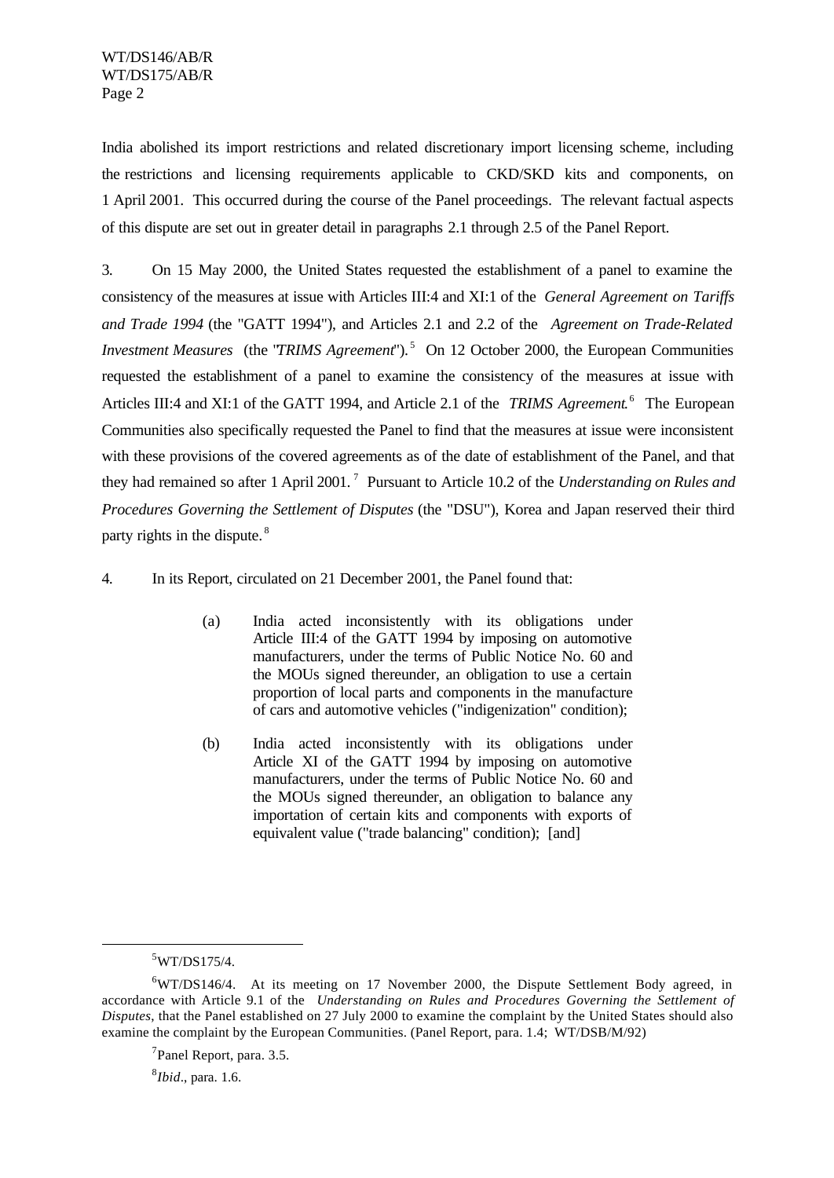India abolished its import restrictions and related discretionary import licensing scheme, including the restrictions and licensing requirements applicable to CKD/SKD kits and components, on 1 April 2001. This occurred during the course of the Panel proceedings. The relevant factual aspects of this dispute are set out in greater detail in paragraphs 2.1 through 2.5 of the Panel Report.

3. On 15 May 2000, the United States requested the establishment of a panel to examine the consistency of the measures at issue with Articles III:4 and XI:1 of the *General Agreement on Tariffs and Trade 1994* (the "GATT 1994"), and Articles 2.1 and 2.2 of the *Agreement on Trade-Related Investment Measures* (the "*TRIMS Agreement*").[5] On 12 October 2000, the European Communities requested the establishment of a panel to examine the consistency of the measures at issue with Articles III:4 and XI:1 of the GATT 1994, and Article 2.1 of the *TRIMS Agreement*.[6] The European Communities also specifically requested the Panel to find that the measures at issue were inconsistent with these provisions of the covered agreements as of the date of establishment of the Panel, and that they had remained so after 1 April 2001.[7] Pursuant to Article 10.2 of the *Understanding on Rules and Procedures Governing the Settlement of Disputes* (the "DSU"), Korea and Japan reserved their third party rights in the dispute.[8]

4. In its Report, circulated on 21 December 2001, the Panel found that:

> (a) India acted inconsistently with its obligations under Article III:4 of the GATT 1994 by imposing on automotive manufacturers, under the terms of Public Notice No. 60 and the MOUs signed thereunder, an obligation to use a certain proportion of local parts and components in the manufacture of cars and automotive vehicles ("indigenization" condition);
>
> (b) India acted inconsistently with its obligations under Article XI of the GATT 1994 by imposing on automotive manufacturers, under the terms of Public Notice No. 60 and the MOUs signed thereunder, an obligation to balance any importation of certain kits and components with exports of equivalent value ("trade balancing" condition); [and]

---

[5] WT/DS175/4.

[6] WT/DS146/4. At its meeting on 17 November 2000, the Dispute Settlement Body agreed, in accordance with Article 9.1 of the *Understanding on Rules and Procedures Governing the Settlement of Disputes*, that the Panel established on 27 July 2000 to examine the complaint by the United States should also examine the complaint by the European Communities. (Panel Report, para. 1.4; WT/DSB/M/92)

[7] Panel Report, para. 3.5.

[8] *Ibid*., para. 1.6.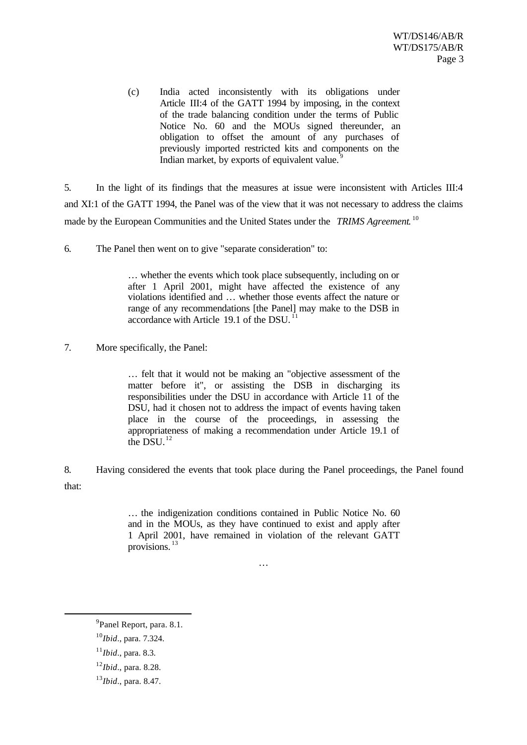> (c) India acted inconsistently with its obligations under Article III:4 of the GATT 1994 by imposing, in the context of the trade balancing condition under the terms of Public Notice No. 60 and the MOUs signed thereunder, an obligation to offset the amount of any purchases of previously imported restricted kits and components on the Indian market, by exports of equivalent value.[9]

5. In the light of its findings that the measures at issue were inconsistent with Articles III:4 and XI:1 of the GATT 1994, the Panel was of the view that it was not necessary to address the claims made by the European Communities and the United States under the *TRIMS Agreement*.[10]

6. The Panel then went on to give "separate consideration" to:

> … whether the events which took place subsequently, including on or after 1 April 2001, might have affected the existence of any violations identified and … whether those events affect the nature or range of any recommendations [the Panel] may make to the DSB in accordance with Article 19.1 of the DSU.[11]

7. More specifically, the Panel:

> … felt that it would not be making an "objective assessment of the matter before it", or assisting the DSB in discharging its responsibilities under the DSU in accordance with Article 11 of the DSU, had it chosen not to address the impact of events having taken place in the course of the proceedings, in assessing the appropriateness of making a recommendation under Article 19.1 of the DSU.[12]

8. Having considered the events that took place during the Panel proceedings, the Panel found that:

> … the indigenization conditions contained in Public Notice No. 60 and in the MOUs, as they have continued to exist and apply after 1 April 2001, have remained in violation of the relevant GATT provisions.[13]

…

---

[9] Panel Report, para. 8.1.

[10] *Ibid*., para. 7.324.

[11] *Ibid*., para. 8.3.

[12] *Ibid*., para. 8.28.

[13] *Ibid*., para. 8.47.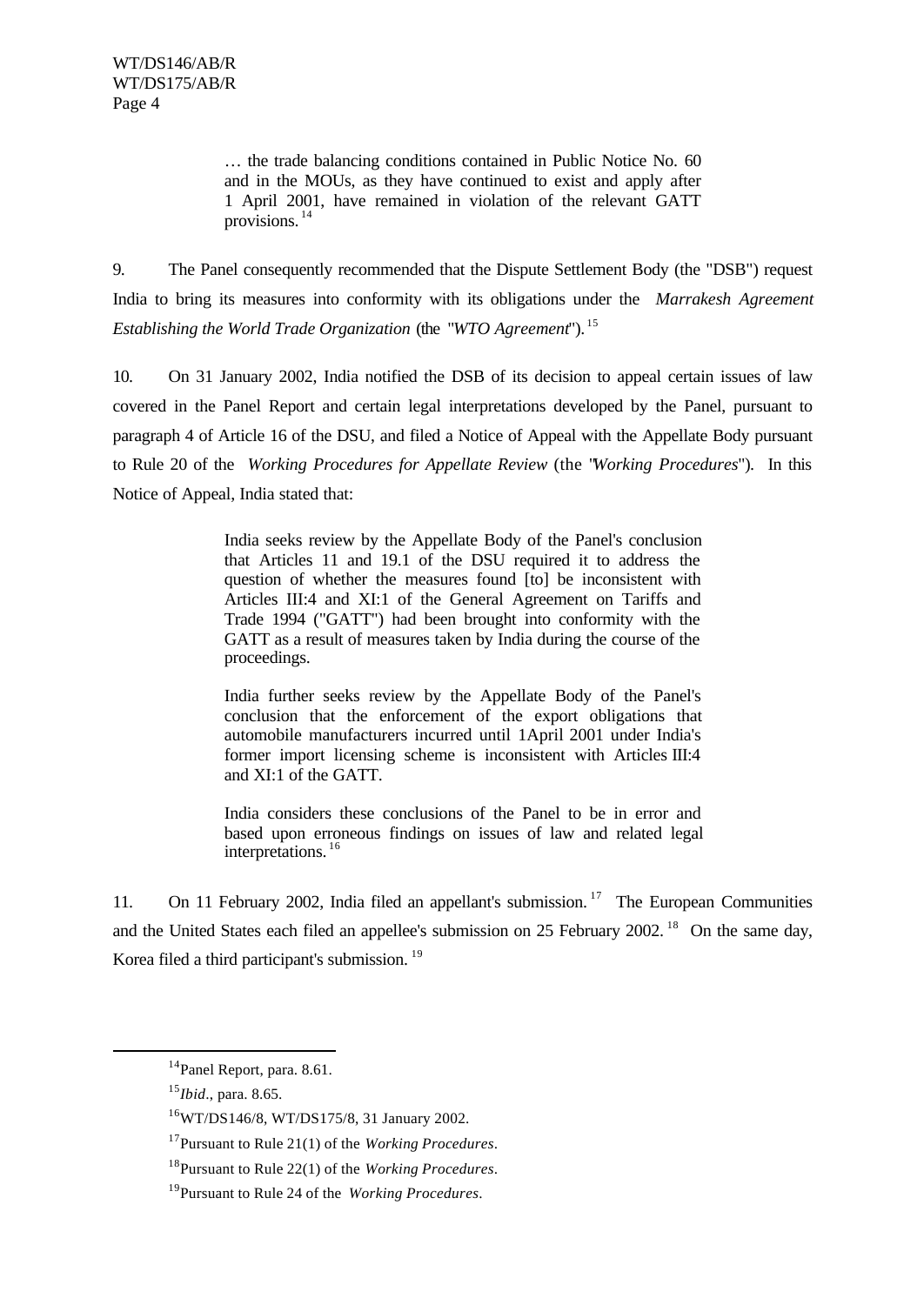> … the trade balancing conditions contained in Public Notice No. 60 and in the MOUs, as they have continued to exist and apply after 1 April 2001, have remained in violation of the relevant GATT provisions.[14]

9. The Panel consequently recommended that the Dispute Settlement Body (the "DSB") request India to bring its measures into conformity with its obligations under the *Marrakesh Agreement Establishing the World Trade Organization* (the "*WTO Agreement*").[15]

10. On 31 January 2002, India notified the DSB of its decision to appeal certain issues of law covered in the Panel Report and certain legal interpretations developed by the Panel, pursuant to paragraph 4 of Article 16 of the DSU, and filed a Notice of Appeal with the Appellate Body pursuant to Rule 20 of the *Working Procedures for Appellate Review* (the "*Working Procedures*"). In this Notice of Appeal, India stated that:

> India seeks review by the Appellate Body of the Panel's conclusion that Articles 11 and 19.1 of the DSU required it to address the question of whether the measures found [to] be inconsistent with Articles III:4 and XI:1 of the General Agreement on Tariffs and Trade 1994 ("GATT") had been brought into conformity with the GATT as a result of measures taken by India during the course of the proceedings.
>
> India further seeks review by the Appellate Body of the Panel's conclusion that the enforcement of the export obligations that automobile manufacturers incurred until 1April 2001 under India's former import licensing scheme is inconsistent with Articles III:4 and XI:1 of the GATT.
>
> India considers these conclusions of the Panel to be in error and based upon erroneous findings on issues of law and related legal interpretations.[16]

11. On 11 February 2002, India filed an appellant's submission.[17] The European Communities and the United States each filed an appellee's submission on 25 February 2002.[18] On the same day, Korea filed a third participant's submission.[19]

---

[14] Panel Report, para. 8.61.

[15] *Ibid*., para. 8.65.

[16] WT/DS146/8, WT/DS175/8, 31 January 2002.

[17] Pursuant to Rule 21(1) of the *Working Procedures*.

[18] Pursuant to Rule 22(1) of the *Working Procedures*.

[19] Pursuant to Rule 24 of the *Working Procedures*.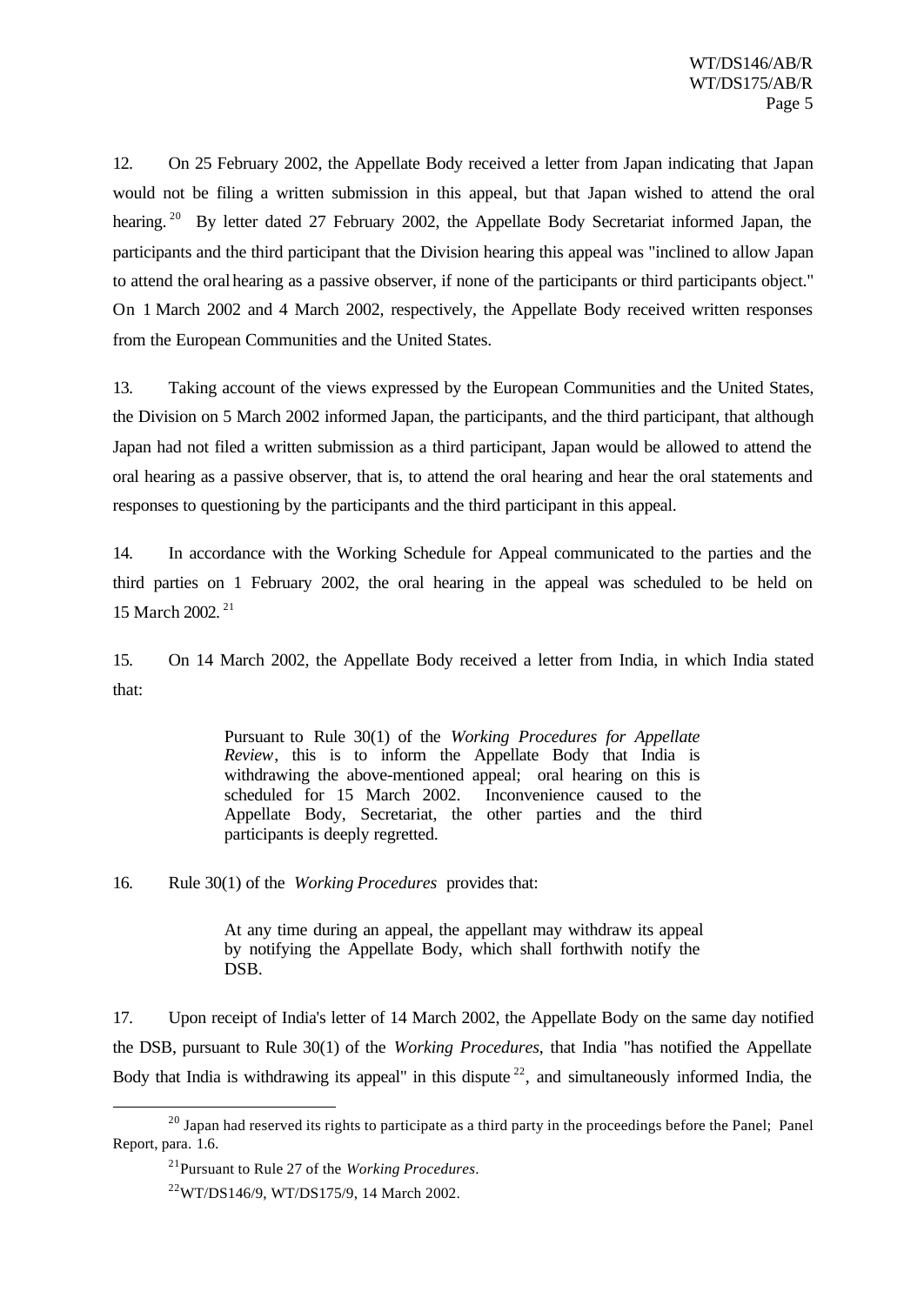12. On 25 February 2002, the Appellate Body received a letter from Japan indicating that Japan would not be filing a written submission in this appeal, but that Japan wished to attend the oral hearing.[20] By letter dated 27 February 2002, the Appellate Body Secretariat informed Japan, the participants and the third participant that the Division hearing this appeal was "inclined to allow Japan to attend the oral hearing as a passive observer, if none of the participants or third participants object." On 1 March 2002 and 4 March 2002, respectively, the Appellate Body received written responses from the European Communities and the United States.

13. Taking account of the views expressed by the European Communities and the United States, the Division on 5 March 2002 informed Japan, the participants, and the third participant, that although Japan had not filed a written submission as a third participant, Japan would be allowed to attend the oral hearing as a passive observer, that is, to attend the oral hearing and hear the oral statements and responses to questioning by the participants and the third participant in this appeal.

14. In accordance with the Working Schedule for Appeal communicated to the parties and the third parties on 1 February 2002, the oral hearing in the appeal was scheduled to be held on 15 March 2002.[21]

15. On 14 March 2002, the Appellate Body received a letter from India, in which India stated that:

> Pursuant to Rule 30(1) of the *Working Procedures for Appellate Review*, this is to inform the Appellate Body that India is withdrawing the above-mentioned appeal; oral hearing on this is scheduled for 15 March 2002. Inconvenience caused to the Appellate Body, Secretariat, the other parties and the third participants is deeply regretted.

16. Rule 30(1) of the *Working Procedures* provides that:

> At any time during an appeal, the appellant may withdraw its appeal by notifying the Appellate Body, which shall forthwith notify the DSB.

17. Upon receipt of India's letter of 14 March 2002, the Appellate Body on the same day notified the DSB, pursuant to Rule 30(1) of the *Working Procedures*, that India "has notified the Appellate Body that India is withdrawing its appeal" in this dispute[22], and simultaneously informed India, the

---

[20] Japan had reserved its rights to participate as a third party in the proceedings before the Panel; Panel Report, para. 1.6.

[21] Pursuant to Rule 27 of the *Working Procedures*.

[22] WT/DS146/9, WT/DS175/9, 14 March 2002.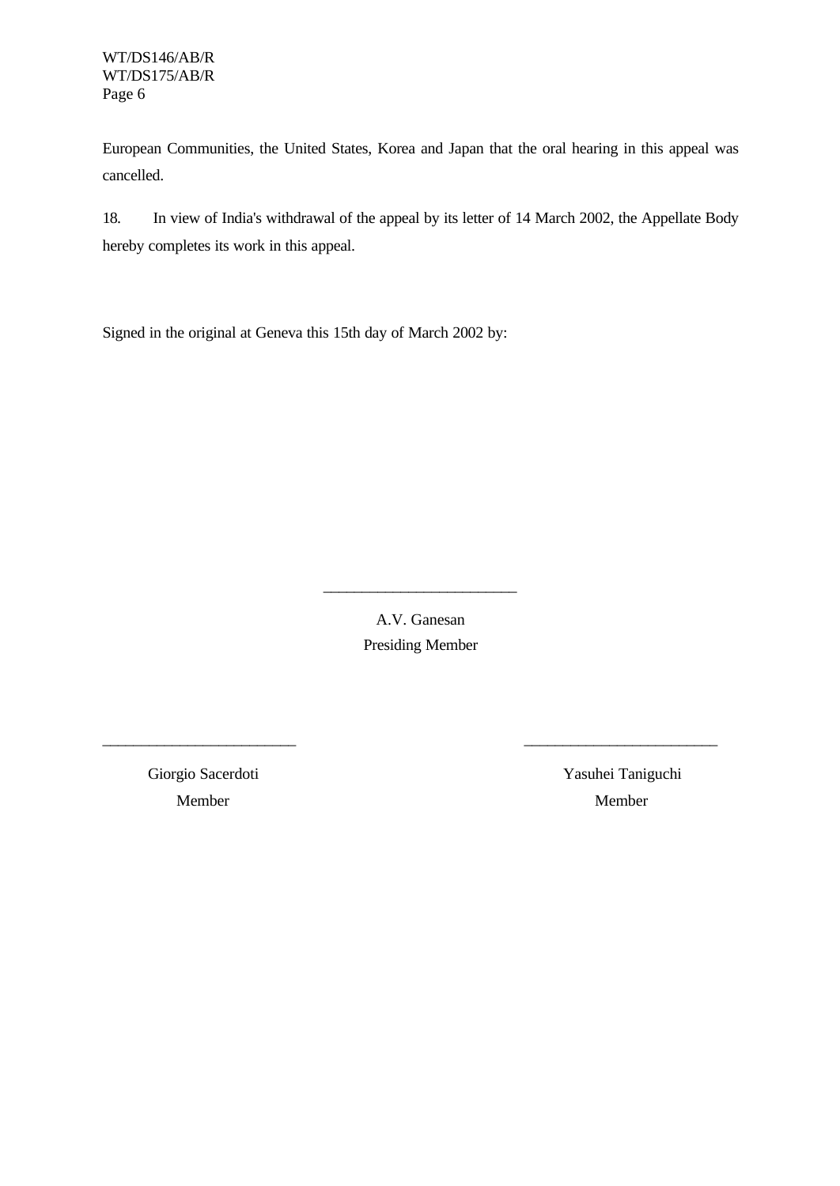European Communities, the United States, Korea and Japan that the oral hearing in this appeal was cancelled.

18. In view of India's withdrawal of the appeal by its letter of 14 March 2002, the Appellate Body hereby completes its work in this appeal.

Signed in the original at Geneva this 15th day of March 2002 by:

_________________________

A.V. Ganesan
Presiding Member

_________________________

Giorgio Sacerdoti
Member

_________________________

Yasuhei Taniguchi
Member